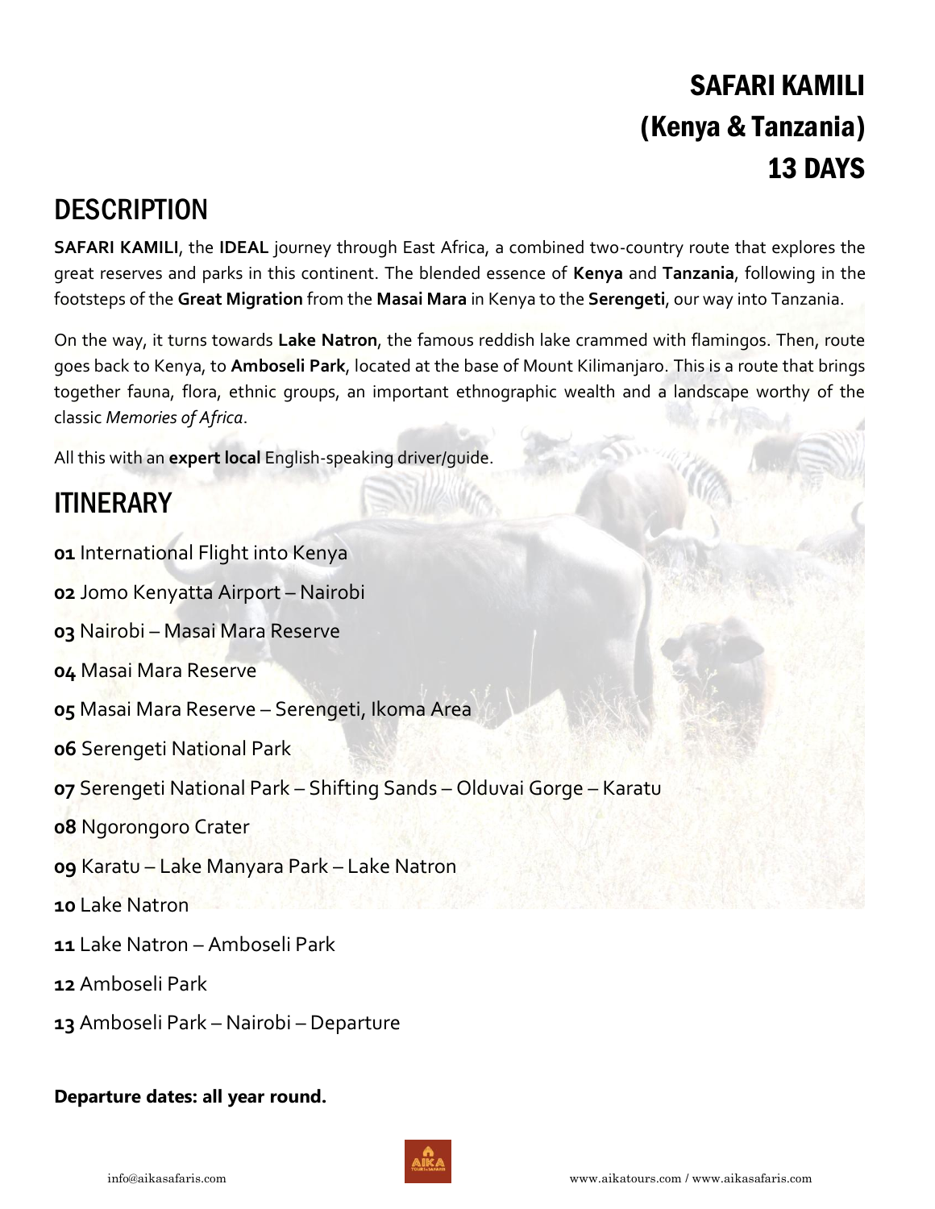# SAFARI KAMILI
# (Kenya & Tanzania)
# 13 DAYS

## DESCRIPTION

**SAFARI KAMILI**, the **IDEAL** journey through East Africa, a combined two-country route that explores the great reserves and parks in this continent. The blended essence of **Kenya** and **Tanzania**, following in the footsteps of the **Great Migration** from the **Masai Mara** in Kenya to the **Serengeti**, our way into Tanzania.

On the way, it turns towards **Lake Natron**, the famous reddish lake crammed with flamingos. Then, route goes back to Kenya, to **Amboseli Park**, located at the base of Mount Kilimanjaro. This is a route that brings together fauna, flora, ethnic groups, an important ethnographic wealth and a landscape worthy of the classic *Memories of Africa*.

All this with an **expert local** English-speaking driver/guide.

## ITINERARY

**01** International Flight into Kenya

**02** Jomo Kenyatta Airport – Nairobi

**03** Nairobi – Masai Mara Reserve

**04** Masai Mara Reserve

**05** Masai Mara Reserve – Serengeti, Ikoma Area

**06** Serengeti National Park

**07** Serengeti National Park – Shifting Sands – Olduvai Gorge – Karatu

**08** Ngorongoro Crater

**09** Karatu – Lake Manyara Park – Lake Natron

**10** Lake Natron

**11** Lake Natron – Amboseli Park

**12** Amboseli Park

**13** Amboseli Park – Nairobi – Departure

**Departure dates: all year round.**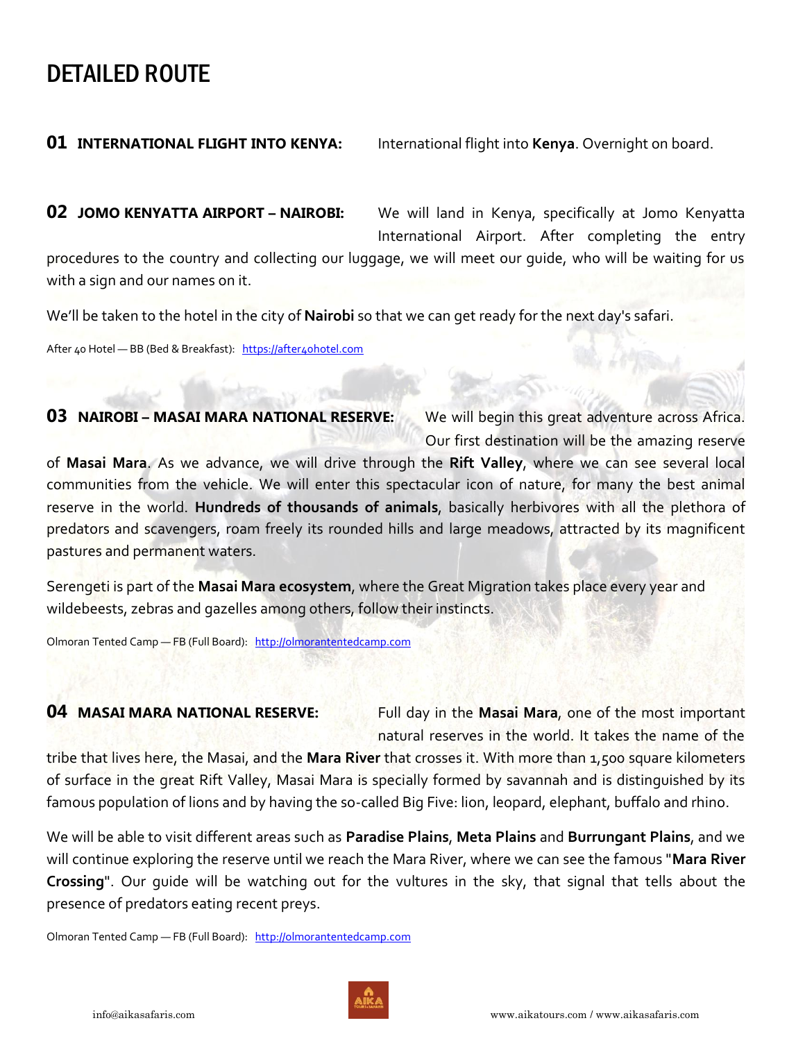# DETAILED ROUTE

**01 INTERNATIONAL FLIGHT INTO KENYA:** International flight into **Kenya**. Overnight on board.

**02 JOMO KENYATTA AIRPORT – NAIROBI:** We will land in Kenya, specifically at Jomo Kenyatta International Airport. After completing the entry procedures to the country and collecting our luggage, we will meet our guide, who will be waiting for us with a sign and our names on it.

We'll be taken to the hotel in the city of **Nairobi** so that we can get ready for the next day's safari.

After 40 Hotel — BB (Bed & Breakfast): https://after40hotel.com

**03 NAIROBI – MASAI MARA NATIONAL RESERVE:** We will begin this great adventure across Africa. Our first destination will be the amazing reserve of **Masai Mara**. As we advance, we will drive through the **Rift Valley**, where we can see several local communities from the vehicle. We will enter this spectacular icon of nature, for many the best animal reserve in the world. **Hundreds of thousands of animals**, basically herbivores with all the plethora of predators and scavengers, roam freely its rounded hills and large meadows, attracted by its magnificent pastures and permanent waters.

Serengeti is part of the **Masai Mara ecosystem**, where the Great Migration takes place every year and wildebeests, zebras and gazelles among others, follow their instincts.

Olmoran Tented Camp — FB (Full Board): http://olmorantentedcamp.com

**04 MASAI MARA NATIONAL RESERVE:** Full day in the **Masai Mara**, one of the most important natural reserves in the world. It takes the name of the tribe that lives here, the Masai, and the **Mara River** that crosses it. With more than 1,500 square kilometers of surface in the great Rift Valley, Masai Mara is specially formed by savannah and is distinguished by its famous population of lions and by having the so-called Big Five: lion, leopard, elephant, buffalo and rhino.

We will be able to visit different areas such as **Paradise Plains**, **Meta Plains** and **Burrungant Plains**, and we will continue exploring the reserve until we reach the Mara River, where we can see the famous "**Mara River Crossing**". Our guide will be watching out for the vultures in the sky, that signal that tells about the presence of predators eating recent preys.

Olmoran Tented Camp — FB (Full Board): http://olmorantentedcamp.com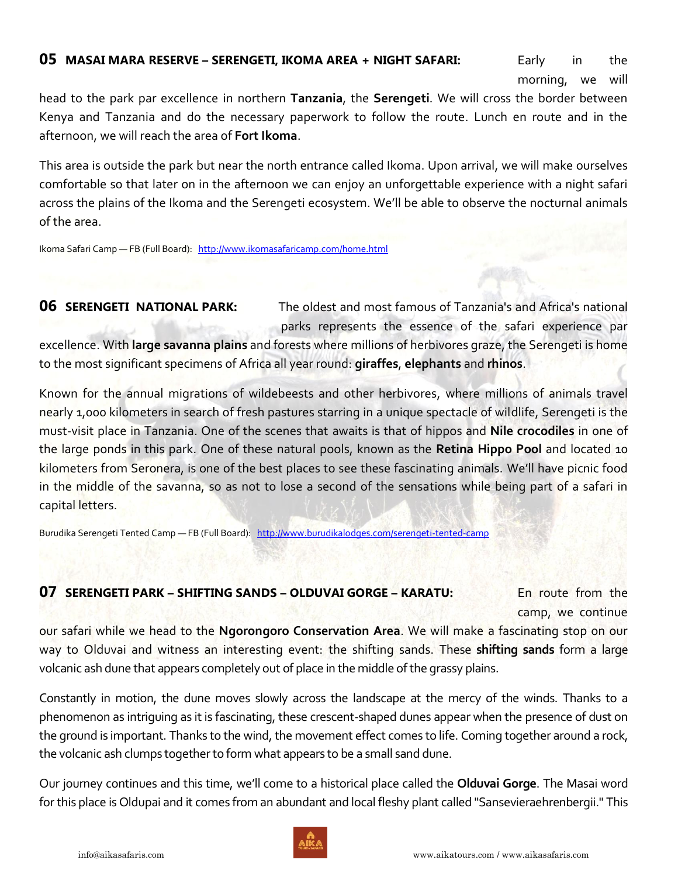## 05 MASAI MARA RESERVE – SERENGETI, IKOMA AREA + NIGHT SAFARI:

Early in the morning, we will head to the park par excellence in northern **Tanzania**, the **Serengeti**. We will cross the border between Kenya and Tanzania and do the necessary paperwork to follow the route. Lunch en route and in the afternoon, we will reach the area of **Fort Ikoma**.

This area is outside the park but near the north entrance called Ikoma. Upon arrival, we will make ourselves comfortable so that later on in the afternoon we can enjoy an unforgettable experience with a night safari across the plains of the Ikoma and the Serengeti ecosystem. We'll be able to observe the nocturnal animals of the area.

Ikoma Safari Camp — FB (Full Board): http://www.ikomasafaricamp.com/home.html

## 06 SERENGETI NATIONAL PARK:

The oldest and most famous of Tanzania's and Africa's national parks represents the essence of the safari experience par excellence. With **large savanna plains** and forests where millions of herbivores graze, the Serengeti is home to the most significant specimens of Africa all year round: **giraffes**, **elephants** and **rhinos**.

Known for the annual migrations of wildebeests and other herbivores, where millions of animals travel nearly 1,000 kilometers in search of fresh pastures starring in a unique spectacle of wildlife, Serengeti is the must-visit place in Tanzania. One of the scenes that awaits is that of hippos and **Nile crocodiles** in one of the large ponds in this park. One of these natural pools, known as the **Retina Hippo Pool** and located 10 kilometers from Seronera, is one of the best places to see these fascinating animals. We'll have picnic food in the middle of the savanna, so as not to lose a second of the sensations while being part of a safari in capital letters.

Burudika Serengeti Tented Camp — FB (Full Board): http://www.burudikalodges.com/serengeti-tented-camp

## 07 SERENGETI PARK – SHIFTING SANDS – OLDUVAI GORGE – KARATU:

En route from the camp, we continue our safari while we head to the **Ngorongoro Conservation Area**. We will make a fascinating stop on our way to Olduvai and witness an interesting event: the shifting sands. These **shifting sands** form a large volcanic ash dune that appears completely out of place in the middle of the grassy plains.

Constantly in motion, the dune moves slowly across the landscape at the mercy of the winds. Thanks to a phenomenon as intriguing as it is fascinating, these crescent-shaped dunes appear when the presence of dust on the ground is important. Thanks to the wind, the movement effect comes to life. Coming together around a rock, the volcanic ash clumps together to form what appears to be a small sand dune.

Our journey continues and this time, we'll come to a historical place called the **Olduvai Gorge**. The Masai word for this place is Oldupai and it comes from an abundant and local fleshy plant called "Sansevieraehrenbergii." This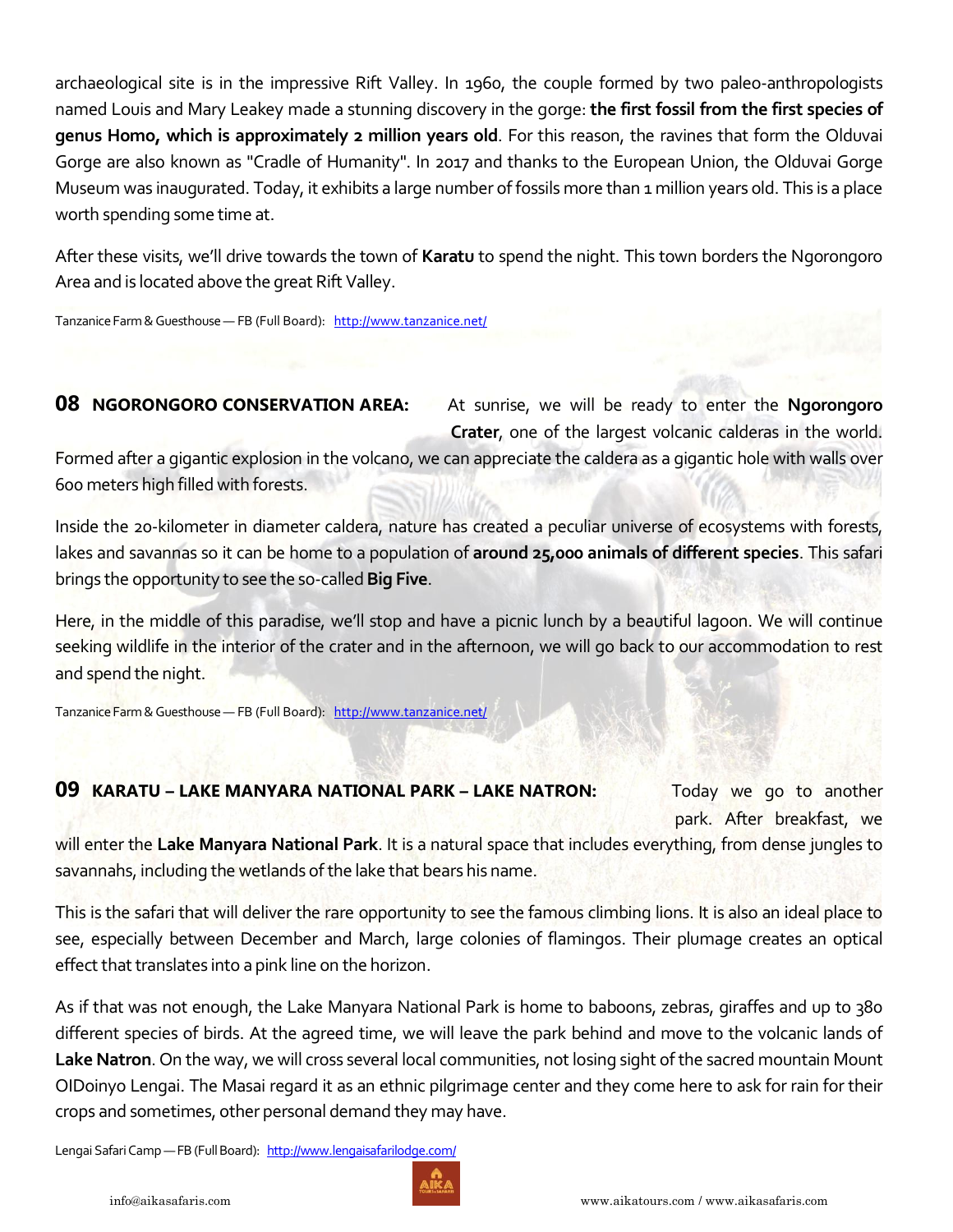archaeological site is in the impressive Rift Valley. In 1960, the couple formed by two paleo-anthropologists named Louis and Mary Leakey made a stunning discovery in the gorge: **the first fossil from the first species of genus Homo, which is approximately 2 million years old**. For this reason, the ravines that form the Olduvai Gorge are also known as "Cradle of Humanity". In 2017 and thanks to the European Union, the Olduvai Gorge Museum was inaugurated. Today, it exhibits a large number of fossils more than 1 million years old. This is a place worth spending some time at.

After these visits, we'll drive towards the town of **Karatu** to spend the night. This town borders the Ngorongoro Area and is located above the great Rift Valley.

Tanzanice Farm & Guesthouse — FB (Full Board): http://www.tanzanice.net/

## 08 NGORONGORO CONSERVATION AREA:

At sunrise, we will be ready to enter the **Ngorongoro Crater**, one of the largest volcanic calderas in the world. Formed after a gigantic explosion in the volcano, we can appreciate the caldera as a gigantic hole with walls over 600 meters high filled with forests.

Inside the 20-kilometer in diameter caldera, nature has created a peculiar universe of ecosystems with forests, lakes and savannas so it can be home to a population of **around 25,000 animals of different species**. This safari brings the opportunity to see the so-called **Big Five**.

Here, in the middle of this paradise, we'll stop and have a picnic lunch by a beautiful lagoon. We will continue seeking wildlife in the interior of the crater and in the afternoon, we will go back to our accommodation to rest and spend the night.

Tanzanice Farm & Guesthouse — FB (Full Board): http://www.tanzanice.net/

## 09 KARATU – LAKE MANYARA NATIONAL PARK – LAKE NATRON:

Today we go to another park. After breakfast, we will enter the **Lake Manyara National Park**. It is a natural space that includes everything, from dense jungles to savannahs, including the wetlands of the lake that bears his name.

This is the safari that will deliver the rare opportunity to see the famous climbing lions. It is also an ideal place to see, especially between December and March, large colonies of flamingos. Their plumage creates an optical effect that translates into a pink line on the horizon.

As if that was not enough, the Lake Manyara National Park is home to baboons, zebras, giraffes and up to 380 different species of birds. At the agreed time, we will leave the park behind and move to the volcanic lands of **Lake Natron**. On the way, we will cross several local communities, not losing sight of the sacred mountain Mount OlDoinyo Lengai. The Masai regard it as an ethnic pilgrimage center and they come here to ask for rain for their crops and sometimes, other personal demand they may have.

Lengai Safari Camp — FB (Full Board): http://www.lengaisafarilodge.com/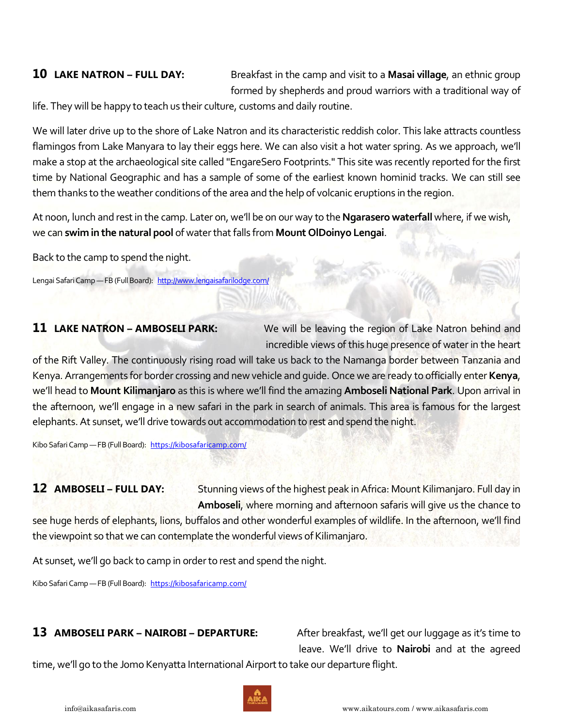**10 LAKE NATRON – FULL DAY:** Breakfast in the camp and visit to a **Masai village**, an ethnic group formed by shepherds and proud warriors with a traditional way of life. They will be happy to teach us their culture, customs and daily routine.

We will later drive up to the shore of Lake Natron and its characteristic reddish color. This lake attracts countless flamingos from Lake Manyara to lay their eggs here. We can also visit a hot water spring. As we approach, we'll make a stop at the archaeological site called "EngareSero Footprints." This site was recently reported for the first time by National Geographic and has a sample of some of the earliest known hominid tracks. We can still see them thanks to the weather conditions of the area and the help of volcanic eruptions in the region.

At noon, lunch and rest in the camp. Later on, we'll be on our way to the **Ngarasero waterfall** where, if we wish, we can **swim in the natural pool** of water that falls from **Mount OlDoinyo Lengai**.

Back to the camp to spend the night.

Lengai Safari Camp — FB (Full Board): [http://www.lengaisafarilodge.com/](http://www.lengaisafarilodge.com/)

**11 LAKE NATRON – AMBOSELI PARK:** We will be leaving the region of Lake Natron behind and incredible views of this huge presence of water in the heart of the Rift Valley. The continuously rising road will take us back to the Namanga border between Tanzania and Kenya. Arrangements for border crossing and new vehicle and guide. Once we are ready to officially enter **Kenya**, we'll head to **Mount Kilimanjaro** as this is where we'll find the amazing **Amboseli National Park**. Upon arrival in the afternoon, we'll engage in a new safari in the park in search of animals. This area is famous for the largest elephants. At sunset, we'll drive towards out accommodation to rest and spend the night.

Kibo Safari Camp — FB (Full Board): [https://kibosafaricamp.com/](https://kibosafaricamp.com/)

**12 AMBOSELI – FULL DAY:** Stunning views of the highest peak in Africa: Mount Kilimanjaro. Full day in **Amboseli**, where morning and afternoon safaris will give us the chance to see huge herds of elephants, lions, buffalos and other wonderful examples of wildlife. In the afternoon, we'll find the viewpoint so that we can contemplate the wonderful views of Kilimanjaro.

At sunset, we'll go back to camp in order to rest and spend the night.

Kibo Safari Camp — FB (Full Board): [https://kibosafaricamp.com/](https://kibosafaricamp.com/)

**13 AMBOSELI PARK – NAIROBI – DEPARTURE:** After breakfast, we'll get our luggage as it's time to leave. We'll drive to **Nairobi** and at the agreed time, we'll go to the Jomo Kenyatta International Airport to take our departure flight.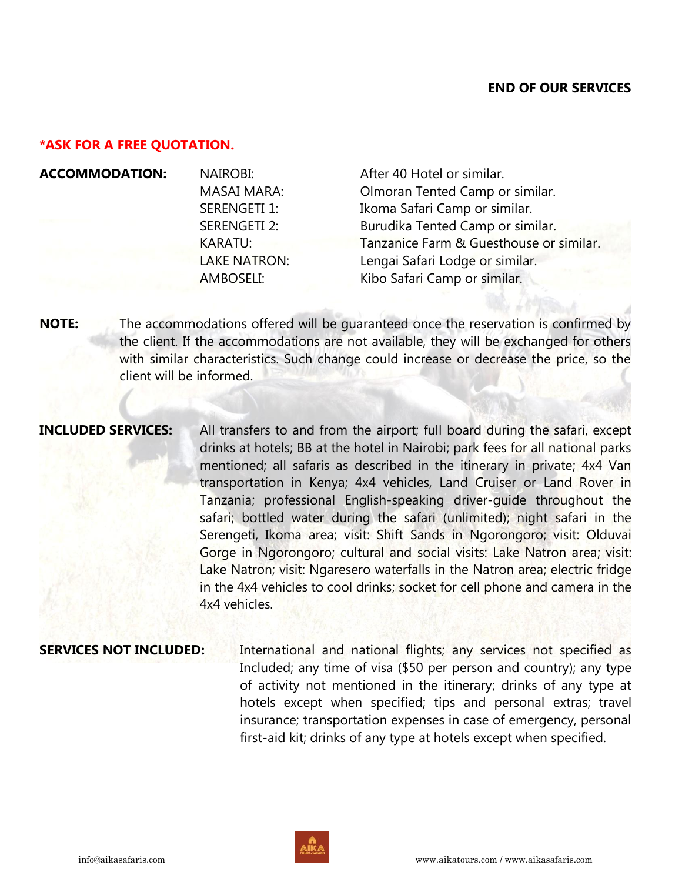**END OF OUR SERVICES**

***ASK FOR A FREE QUOTATION.**

**ACCOMMODATION:**

| | |
|---|---|
| NAIROBI: | After 40 Hotel or similar. |
| MASAI MARA: | Olmoran Tented Camp or similar. |
| SERENGETI 1: | Ikoma Safari Camp or similar. |
| SERENGETI 2: | Burudika Tented Camp or similar. |
| KARATU: | Tanzanice Farm & Guesthouse or similar. |
| LAKE NATRON: | Lengai Safari Lodge or similar. |
| AMBOSELI: | Kibo Safari Camp or similar. |

**NOTE:** The accommodations offered will be guaranteed once the reservation is confirmed by the client. If the accommodations are not available, they will be exchanged for others with similar characteristics. Such change could increase or decrease the price, so the client will be informed.

**INCLUDED SERVICES:** All transfers to and from the airport; full board during the safari, except drinks at hotels; BB at the hotel in Nairobi; park fees for all national parks mentioned; all safaris as described in the itinerary in private; 4x4 Van transportation in Kenya; 4x4 vehicles, Land Cruiser or Land Rover in Tanzania; professional English-speaking driver-guide throughout the safari; bottled water during the safari (unlimited); night safari in the Serengeti, Ikoma area; visit: Shift Sands in Ngorongoro; visit: Olduvai Gorge in Ngorongoro; cultural and social visits: Lake Natron area; visit: Lake Natron; visit: Ngaresero waterfalls in the Natron area; electric fridge in the 4x4 vehicles to cool drinks; socket for cell phone and camera in the 4x4 vehicles.

**SERVICES NOT INCLUDED:** International and national flights; any services not specified as Included; any time of visa ($50 per person and country); any type of activity not mentioned in the itinerary; drinks of any type at hotels except when specified; tips and personal extras; travel insurance; transportation expenses in case of emergency, personal first-aid kit; drinks of any type at hotels except when specified.